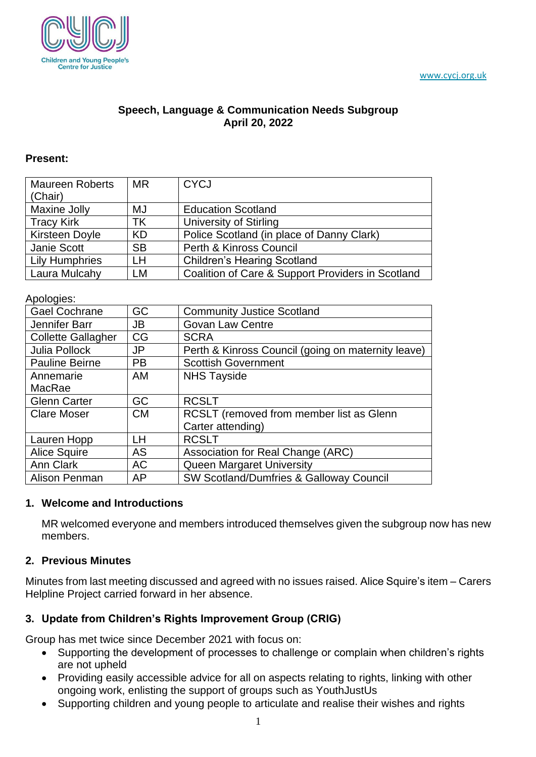Children and Young People's Centre for Justice

www.cycj.org.uk

**Speech, Language & Communication Needs Subgroup**
**April 20, 2022**

**Present:**

| | | |
|---|---|---|
| Maureen Roberts (Chair) | MR | CYCJ |
| Maxine Jolly | MJ | Education Scotland |
| Tracy Kirk | TK | University of Stirling |
| Kirsteen Doyle | KD | Police Scotland (in place of Danny Clark) |
| Janie Scott | SB | Perth & Kinross Council |
| Lily Humphries | LH | Children's Hearing Scotland |
| Laura Mulcahy | LM | Coalition of Care & Support Providers in Scotland |

Apologies:

| | | |
|---|---|---|
| Gael Cochrane | GC | Community Justice Scotland |
| Jennifer Barr | JB | Govan Law Centre |
| Collette Gallagher | CG | SCRA |
| Julia Pollock | JP | Perth & Kinross Council (going on maternity leave) |
| Pauline Beirne | PB | Scottish Government |
| Annemarie MacRae | AM | NHS Tayside |
| Glenn Carter | GC | RCSLT |
| Clare Moser | CM | RCSLT (removed from member list as Glenn Carter attending) |
| Lauren Hopp | LH | RCSLT |
| Alice Squire | AS | Association for Real Change (ARC) |
| Ann Clark | AC | Queen Margaret University |
| Alison Penman | AP | SW Scotland/Dumfries & Galloway Council |

## 1. Welcome and Introductions

MR welcomed everyone and members introduced themselves given the subgroup now has new members.

## 2. Previous Minutes

Minutes from last meeting discussed and agreed with no issues raised. Alice Squire's item – Carers Helpline Project carried forward in her absence.

## 3. Update from Children's Rights Improvement Group (CRIG)

Group has met twice since December 2021 with focus on:

- Supporting the development of processes to challenge or complain when children's rights are not upheld
- Providing easily accessible advice for all on aspects relating to rights, linking with other ongoing work, enlisting the support of groups such as YouthJustUs
- Supporting children and young people to articulate and realise their wishes and rights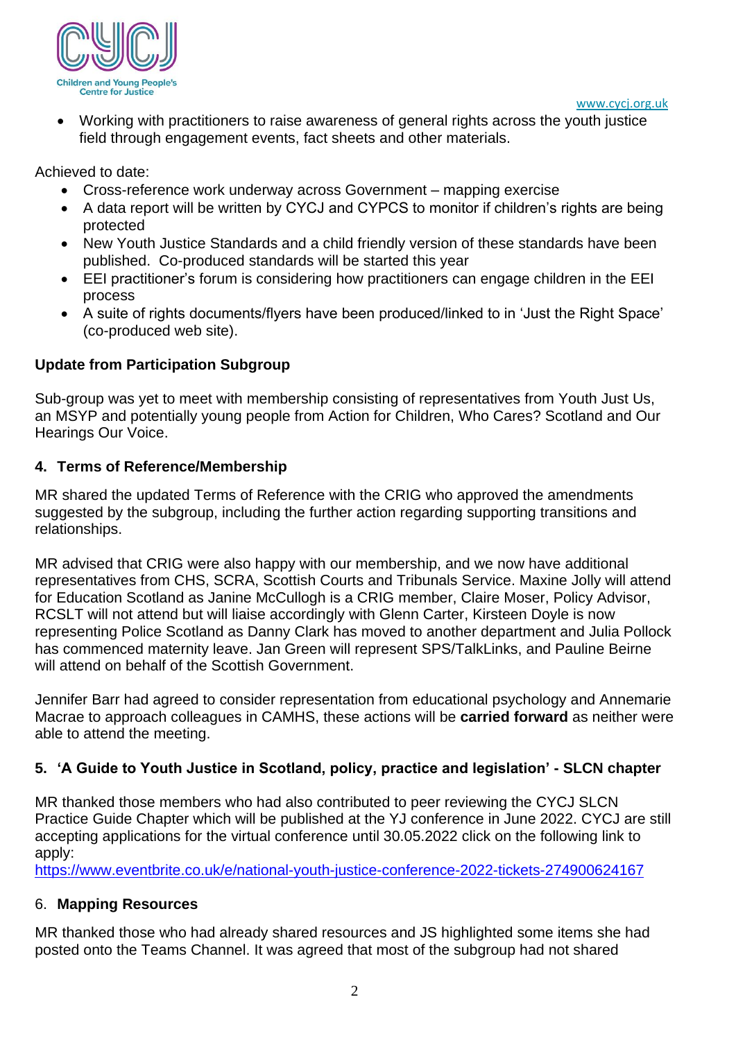- Working with practitioners to raise awareness of general rights across the youth justice field through engagement events, fact sheets and other materials.

Achieved to date:

- Cross-reference work underway across Government – mapping exercise
- A data report will be written by CYCJ and CYPCS to monitor if children's rights are being protected
- New Youth Justice Standards and a child friendly version of these standards have been published. Co-produced standards will be started this year
- EEI practitioner's forum is considering how practitioners can engage children in the EEI process
- A suite of rights documents/flyers have been produced/linked to in 'Just the Right Space' (co-produced web site).

**Update from Participation Subgroup**

Sub-group was yet to meet with membership consisting of representatives from Youth Just Us, an MSYP and potentially young people from Action for Children, Who Cares? Scotland and Our Hearings Our Voice.

## 4. Terms of Reference/Membership

MR shared the updated Terms of Reference with the CRIG who approved the amendments suggested by the subgroup, including the further action regarding supporting transitions and relationships.

MR advised that CRIG were also happy with our membership, and we now have additional representatives from CHS, SCRA, Scottish Courts and Tribunals Service. Maxine Jolly will attend for Education Scotland as Janine McCullogh is a CRIG member, Claire Moser, Policy Advisor, RCSLT will not attend but will liaise accordingly with Glenn Carter, Kirsteen Doyle is now representing Police Scotland as Danny Clark has moved to another department and Julia Pollock has commenced maternity leave. Jan Green will represent SPS/TalkLinks, and Pauline Beirne will attend on behalf of the Scottish Government.

Jennifer Barr had agreed to consider representation from educational psychology and Annemarie Macrae to approach colleagues in CAMHS, these actions will be **carried forward** as neither were able to attend the meeting.

## 5. 'A Guide to Youth Justice in Scotland, policy, practice and legislation' - SLCN chapter

MR thanked those members who had also contributed to peer reviewing the CYCJ SLCN Practice Guide Chapter which will be published at the YJ conference in June 2022. CYCJ are still accepting applications for the virtual conference until 30.05.2022 click on the following link to apply:
https://www.eventbrite.co.uk/e/national-youth-justice-conference-2022-tickets-274900624167

## 6. Mapping Resources

MR thanked those who had already shared resources and JS highlighted some items she had posted onto the Teams Channel. It was agreed that most of the subgroup had not shared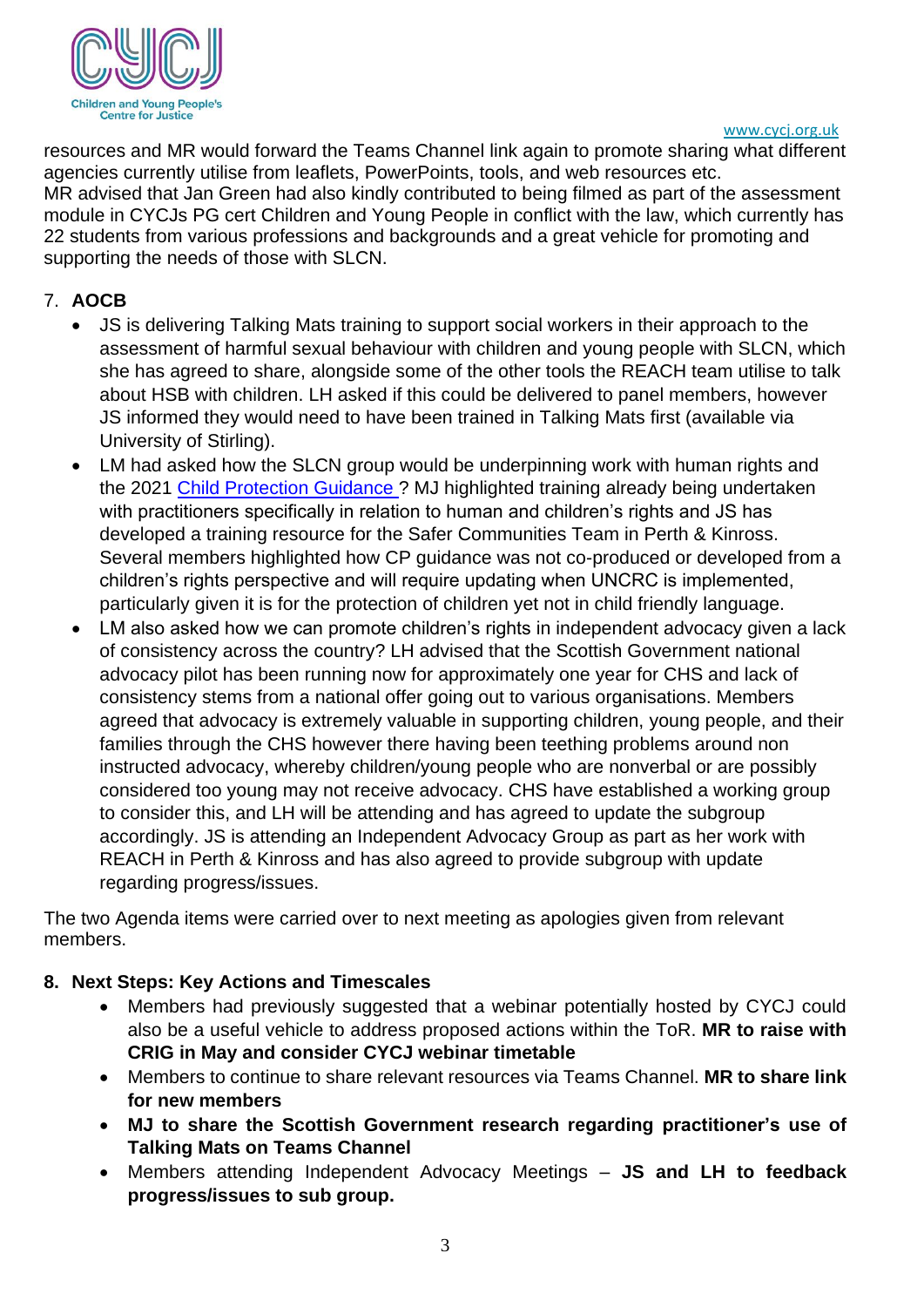resources and MR would forward the Teams Channel link again to promote sharing what different agencies currently utilise from leaflets, PowerPoints, tools, and web resources etc.
MR advised that Jan Green had also kindly contributed to being filmed as part of the assessment module in CYCJs PG cert Children and Young People in conflict with the law, which currently has 22 students from various professions and backgrounds and a great vehicle for promoting and supporting the needs of those with SLCN.

7. **AOCB**
   - JS is delivering Talking Mats training to support social workers in their approach to the assessment of harmful sexual behaviour with children and young people with SLCN, which she has agreed to share, alongside some of the other tools the REACH team utilise to talk about HSB with children. LH asked if this could be delivered to panel members, however JS informed they would need to have been trained in Talking Mats first (available via University of Stirling).
   - LM had asked how the SLCN group would be underpinning work with human rights and the 2021 [Child Protection Guidance ]? MJ highlighted training already being undertaken with practitioners specifically in relation to human and children's rights and JS has developed a training resource for the Safer Communities Team in Perth & Kinross. Several members highlighted how CP guidance was not co-produced or developed from a children's rights perspective and will require updating when UNCRC is implemented, particularly given it is for the protection of children yet not in child friendly language.
   - LM also asked how we can promote children's rights in independent advocacy given a lack of consistency across the country? LH advised that the Scottish Government national advocacy pilot has been running now for approximately one year for CHS and lack of consistency stems from a national offer going out to various organisations. Members agreed that advocacy is extremely valuable in supporting children, young people, and their families through the CHS however there having been teething problems around non instructed advocacy, whereby children/young people who are nonverbal or are possibly considered too young may not receive advocacy. CHS have established a working group to consider this, and LH will be attending and has agreed to update the subgroup accordingly. JS is attending an Independent Advocacy Group as part as her work with REACH in Perth & Kinross and has also agreed to provide subgroup with update regarding progress/issues.

The two Agenda items were carried over to next meeting as apologies given from relevant members.

8. **Next Steps: Key Actions and Timescales**
   - Members had previously suggested that a webinar potentially hosted by CYCJ could also be a useful vehicle to address proposed actions within the ToR. **MR to raise with CRIG in May and consider CYCJ webinar timetable**
   - Members to continue to share relevant resources via Teams Channel. **MR to share link for new members**
   - **MJ to share the Scottish Government research regarding practitioner's use of Talking Mats on Teams Channel**
   - Members attending Independent Advocacy Meetings – **JS and LH to feedback progress/issues to sub group.**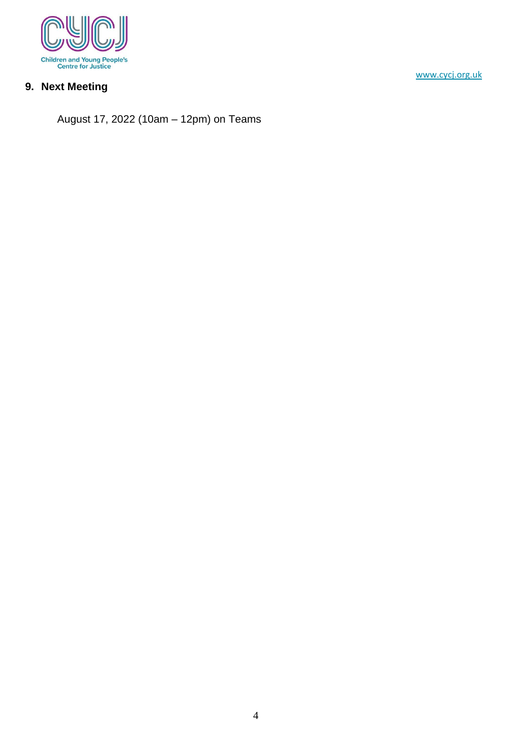## 9. Next Meeting

August 17, 2022 (10am – 12pm) on Teams